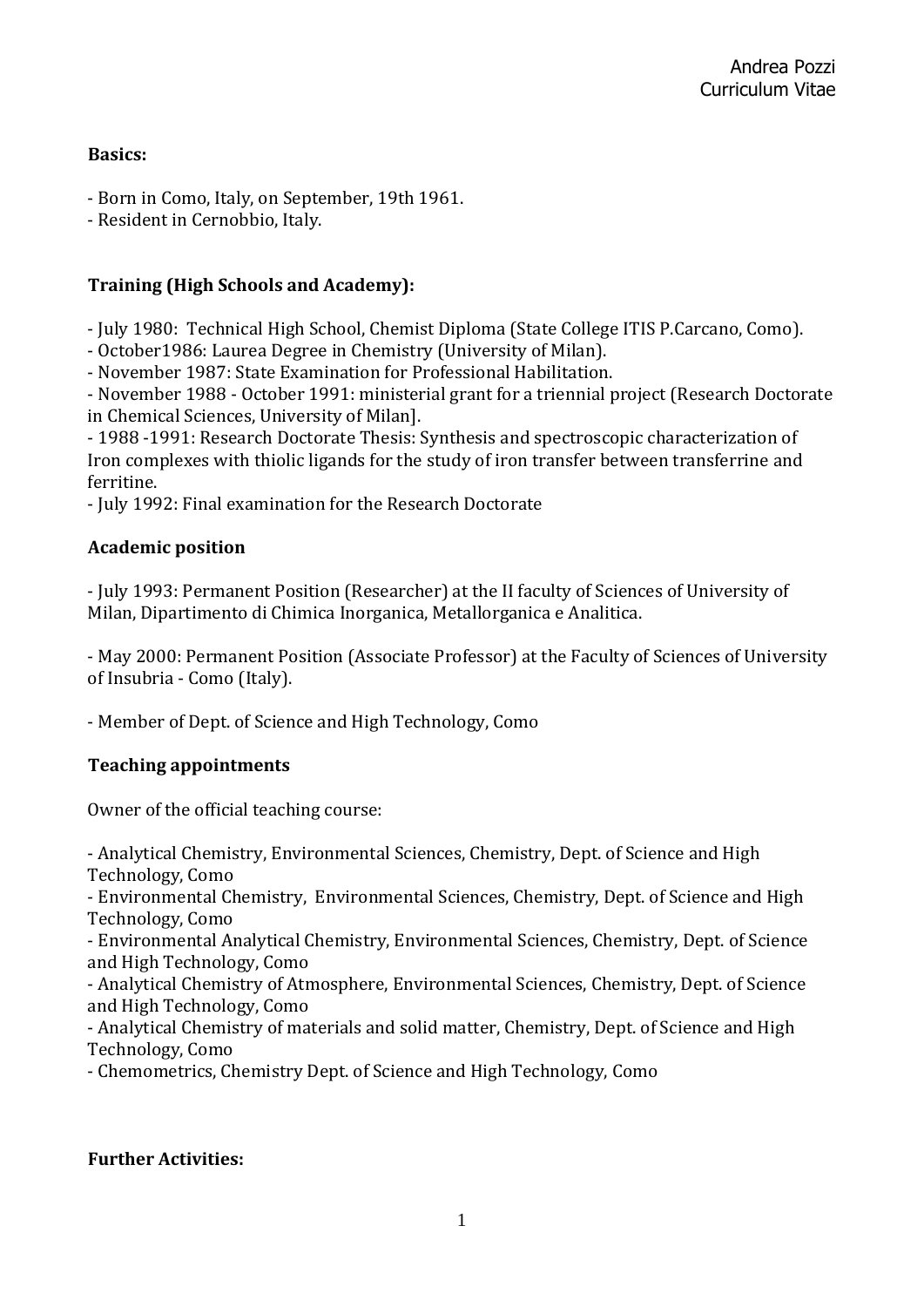Andrea Pozzi
Curriculum Vitae

**Basics:**

- Born in Como, Italy, on September, 19th 1961.
- Resident in Cernobbio, Italy.

**Training (High Schools and Academy):**

- July 1980: Technical High School, Chemist Diploma (State College ITIS P.Carcano, Como).
- October1986: Laurea Degree in Chemistry (University of Milan).
- November 1987: State Examination for Professional Habilitation.
- November 1988 - October 1991: ministerial grant for a triennial project (Research Doctorate in Chemical Sciences, University of Milan].
- 1988 -1991: Research Doctorate Thesis: Synthesis and spectroscopic characterization of Iron complexes with thiolic ligands for the study of iron transfer between transferrine and ferritine.
- July 1992: Final examination for the Research Doctorate

**Academic position**

- July 1993: Permanent Position (Researcher) at the II faculty of Sciences of University of Milan, Dipartimento di Chimica Inorganica, Metallorganica e Analitica.

- May 2000: Permanent Position (Associate Professor) at the Faculty of Sciences of University of Insubria - Como (Italy).

- Member of Dept. of Science and High Technology, Como

**Teaching appointments**

Owner of the official teaching course:

- Analytical Chemistry, Environmental Sciences, Chemistry, Dept. of Science and High Technology, Como
- Environmental Chemistry, Environmental Sciences, Chemistry, Dept. of Science and High Technology, Como
- Environmental Analytical Chemistry, Environmental Sciences, Chemistry, Dept. of Science and High Technology, Como
- Analytical Chemistry of Atmosphere, Environmental Sciences, Chemistry, Dept. of Science and High Technology, Como
- Analytical Chemistry of materials and solid matter, Chemistry, Dept. of Science and High Technology, Como
- Chemometrics, Chemistry Dept. of Science and High Technology, Como

**Further Activities:**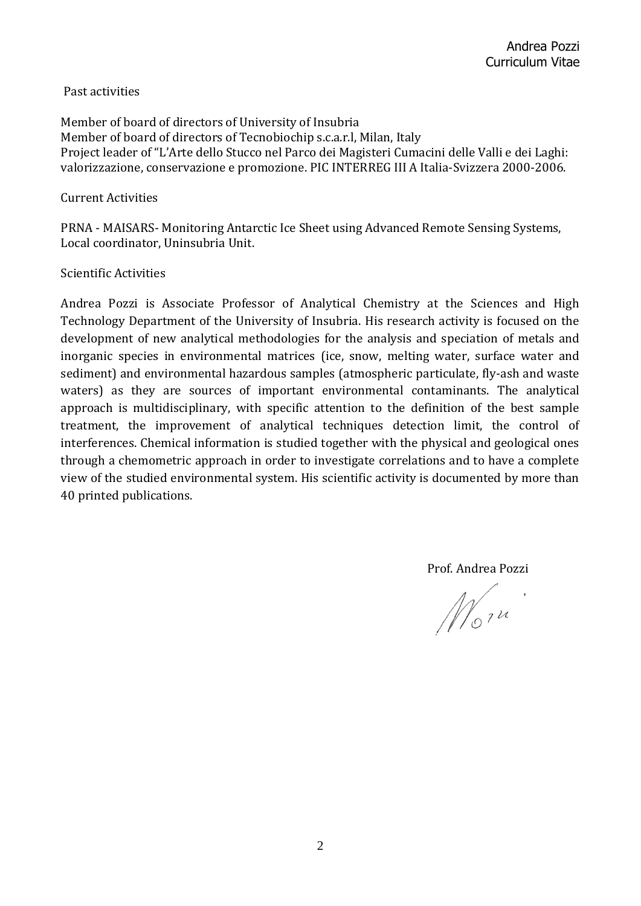Past activities

Member of board of directors of University of Insubria
Member of board of directors of Tecnobiochip s.c.a.r.l, Milan, Italy
Project leader of "L'Arte dello Stucco nel Parco dei Magisteri Cumacini delle Valli e dei Laghi: valorizzazione, conservazione e promozione. PIC INTERREG III A Italia-Svizzera 2000-2006.

Current Activities

PRNA - MAISARS- Monitoring Antarctic Ice Sheet using Advanced Remote Sensing Systems, Local coordinator, Uninsubria Unit.

Scientific Activities

Andrea Pozzi is Associate Professor of Analytical Chemistry at the Sciences and High Technology Department of the University of Insubria. His research activity is focused on the development of new analytical methodologies for the analysis and speciation of metals and inorganic species in environmental matrices (ice, snow, melting water, surface water and sediment) and environmental hazardous samples (atmospheric particulate, fly-ash and waste waters) as they are sources of important environmental contaminants. The analytical approach is multidisciplinary, with specific attention to the definition of the best sample treatment, the improvement of analytical techniques detection limit, the control of interferences. Chemical information is studied together with the physical and geological ones through a chemometric approach in order to investigate correlations and to have a complete view of the studied environmental system. His scientific activity is documented by more than 40 printed publications.

Prof. Andrea Pozzi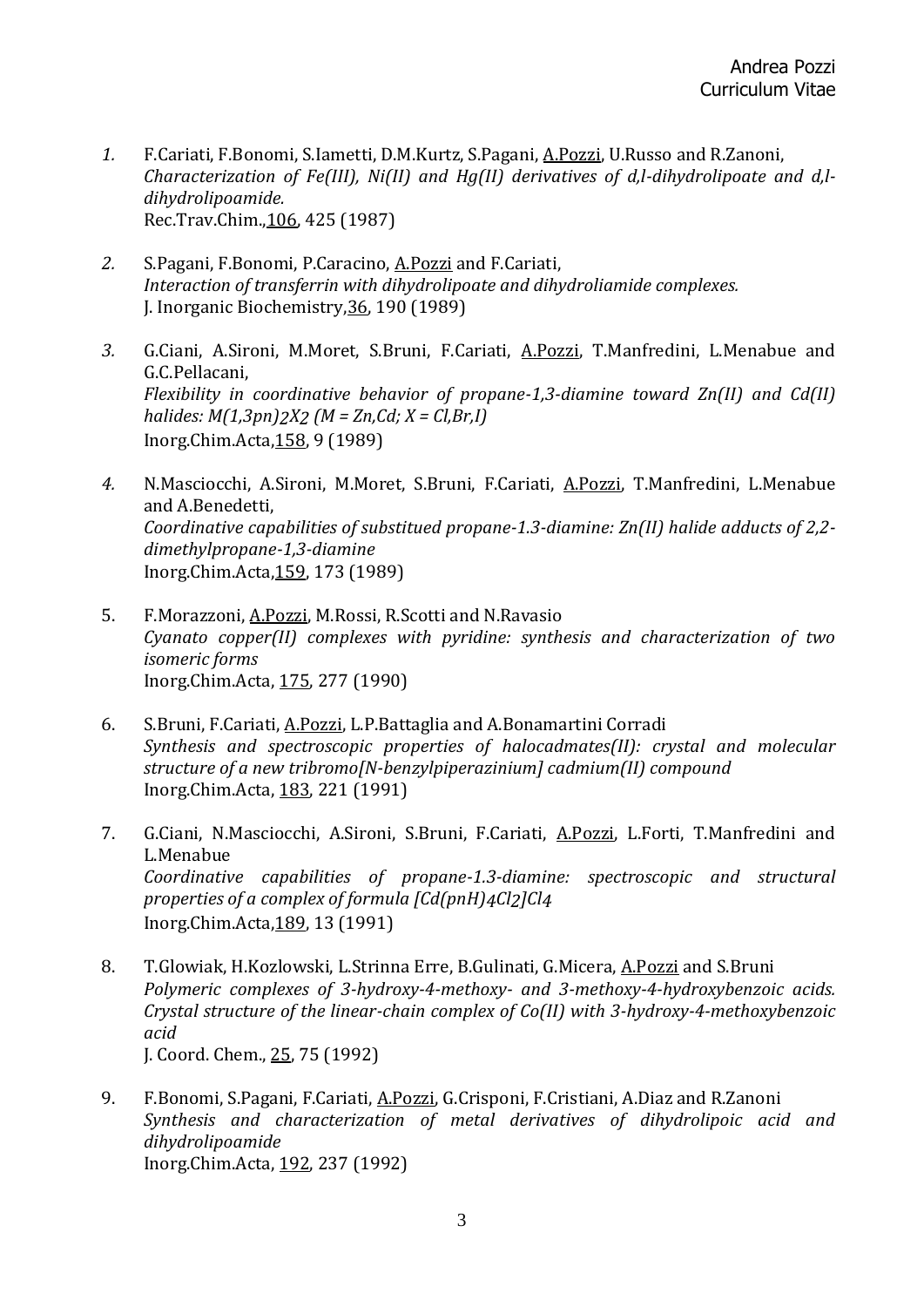1. F.Cariati, F.Bonomi, S.Iametti, D.M.Kurtz, S.Pagani, A.Pozzi, U.Russo and R.Zanoni, *Characterization of Fe(III), Ni(II) and Hg(II) derivatives of d,l-dihydrolipoate and d,l-dihydrolipoamide.*
   Rec.Trav.Chim.,106, 425 (1987)

2. S.Pagani, F.Bonomi, P.Caracino, A.Pozzi and F.Cariati, *Interaction of transferrin with dihydrolipoate and dihydroliamide complexes.*
   J. Inorganic Biochemistry,36, 190 (1989)

3. G.Ciani, A.Sironi, M.Moret, S.Bruni, F.Cariati, A.Pozzi, T.Manfredini, L.Menabue and G.C.Pellacani, *Flexibility in coordinative behavior of propane-1,3-diamine toward Zn(II) and Cd(II) halides: $M(1,3pn)_2X_2$ (M = Zn,Cd; X = Cl,Br,I)*
   Inorg.Chim.Acta,158, 9 (1989)

4. N.Masciocchi, A.Sironi, M.Moret, S.Bruni, F.Cariati, A.Pozzi, T.Manfredini, L.Menabue and A.Benedetti, *Coordinative capabilities of substitued propane-1.3-diamine: Zn(II) halide adducts of 2,2-dimethylpropane-1,3-diamine*
   Inorg.Chim.Acta,159, 173 (1989)

5. F.Morazzoni, A.Pozzi, M.Rossi, R.Scotti and N.Ravasio *Cyanato copper(II) complexes with pyridine: synthesis and characterization of two isomeric forms*
   Inorg.Chim.Acta, 175, 277 (1990)

6. S.Bruni, F.Cariati, A.Pozzi, L.P.Battaglia and A.Bonamartini Corradi *Synthesis and spectroscopic properties of halocadmates(II): crystal and molecular structure of a new tribromo[N-benzylpiperazinium] cadmium(II) compound*
   Inorg.Chim.Acta, 183, 221 (1991)

7. G.Ciani, N.Masciocchi, A.Sironi, S.Bruni, F.Cariati, A.Pozzi, L.Forti, T.Manfredini and L.Menabue *Coordinative capabilities of propane-1.3-diamine: spectroscopic and structural properties of a complex of formula $[Cd(pnH)_4Cl_2]Cl_4$*
   Inorg.Chim.Acta,189, 13 (1991)

8. T.Glowiak, H.Kozlowski, L.Strinna Erre, B.Gulinati, G.Micera, A.Pozzi and S.Bruni *Polymeric complexes of 3-hydroxy-4-methoxy- and 3-methoxy-4-hydroxybenzoic acids. Crystal structure of the linear-chain complex of Co(II) with 3-hydroxy-4-methoxybenzoic acid*
   J. Coord. Chem., 25, 75 (1992)

9. F.Bonomi, S.Pagani, F.Cariati, A.Pozzi, G.Crisponi, F.Cristiani, A.Diaz and R.Zanoni *Synthesis and characterization of metal derivatives of dihydrolipoic acid and dihydrolipoamide*
   Inorg.Chim.Acta, 192, 237 (1992)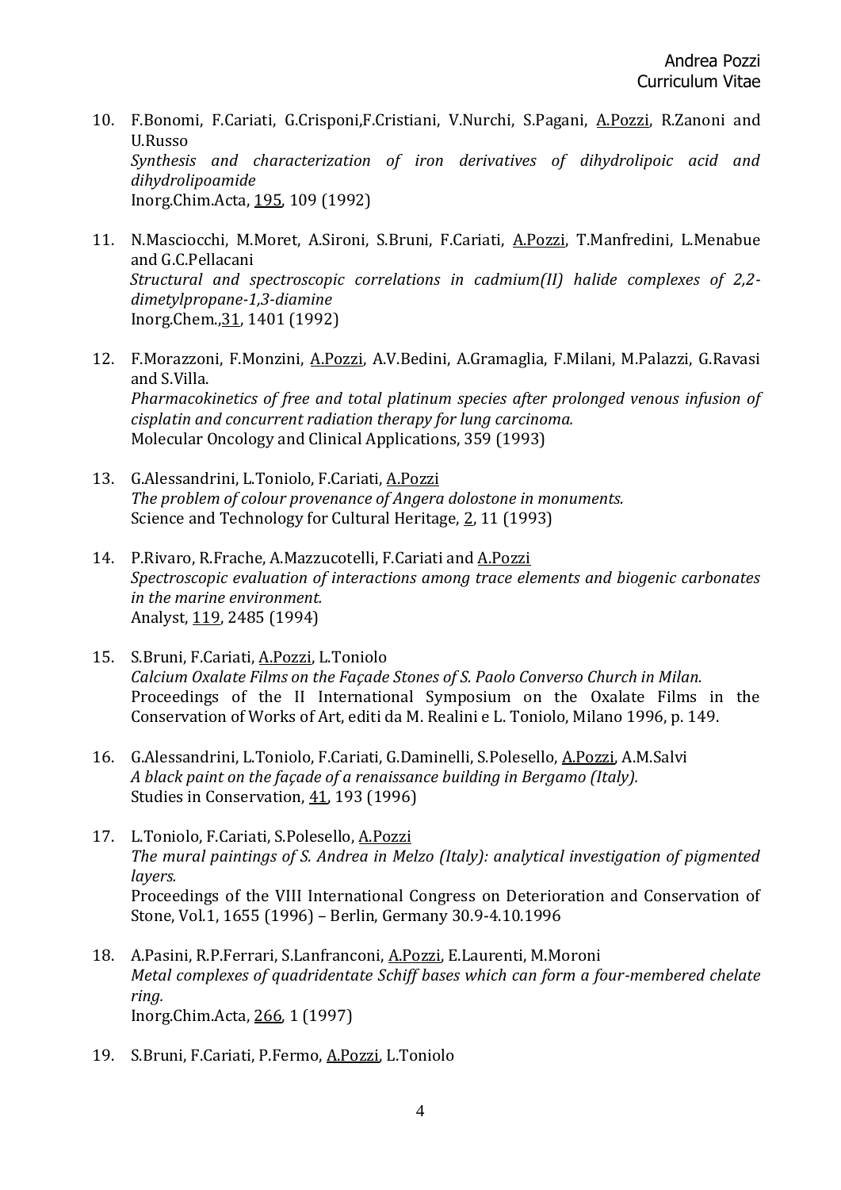10. F.Bonomi, F.Cariati, G.Crisponi,F.Cristiani, V.Nurchi, S.Pagani, A.Pozzi, R.Zanoni and U.Russo
    *Synthesis and characterization of iron derivatives of dihydrolipoic acid and dihydrolipoamide*
    Inorg.Chim.Acta, 195, 109 (1992)

11. N.Masciocchi, M.Moret, A.Sironi, S.Bruni, F.Cariati, A.Pozzi, T.Manfredini, L.Menabue and G.C.Pellacani
    *Structural and spectroscopic correlations in cadmium(II) halide complexes of 2,2-dimetylpropane-1,3-diamine*
    Inorg.Chem.,31, 1401 (1992)

12. F.Morazzoni, F.Monzini, A.Pozzi, A.V.Bedini, A.Gramaglia, F.Milani, M.Palazzi, G.Ravasi and S.Villa.
    *Pharmacokinetics of free and total platinum species after prolonged venous infusion of cisplatin and concurrent radiation therapy for lung carcinoma.*
    Molecular Oncology and Clinical Applications, 359 (1993)

13. G.Alessandrini, L.Toniolo, F.Cariati, A.Pozzi
    *The problem of colour provenance of Angera dolostone in monuments.*
    Science and Technology for Cultural Heritage, 2, 11 (1993)

14. P.Rivaro, R.Frache, A.Mazzucotelli, F.Cariati and A.Pozzi
    *Spectroscopic evaluation of interactions among trace elements and biogenic carbonates in the marine environment.*
    Analyst, 119, 2485 (1994)

15. S.Bruni, F.Cariati, A.Pozzi, L.Toniolo
    *Calcium Oxalate Films on the Façade Stones of S. Paolo Converso Church in Milan.*
    Proceedings of the II International Symposium on the Oxalate Films in the Conservation of Works of Art, editi da M. Realini e L. Toniolo, Milano 1996, p. 149.

16. G.Alessandrini, L.Toniolo, F.Cariati, G.Daminelli, S.Polesello, A.Pozzi, A.M.Salvi
    *A black paint on the façade of a renaissance building in Bergamo (Italy).*
    Studies in Conservation, 41, 193 (1996)

17. L.Toniolo, F.Cariati, S.Polesello, A.Pozzi
    *The mural paintings of S. Andrea in Melzo (Italy): analytical investigation of pigmented layers.*
    Proceedings of the VIII International Congress on Deterioration and Conservation of Stone, Vol.1, 1655 (1996) – Berlin, Germany 30.9-4.10.1996

18. A.Pasini, R.P.Ferrari, S.Lanfranconi, A.Pozzi, E.Laurenti, M.Moroni
    *Metal complexes of quadridentate Schiff bases which can form a four-membered chelate ring.*
    Inorg.Chim.Acta, 266, 1 (1997)

19. S.Bruni, F.Cariati, P.Fermo, A.Pozzi, L.Toniolo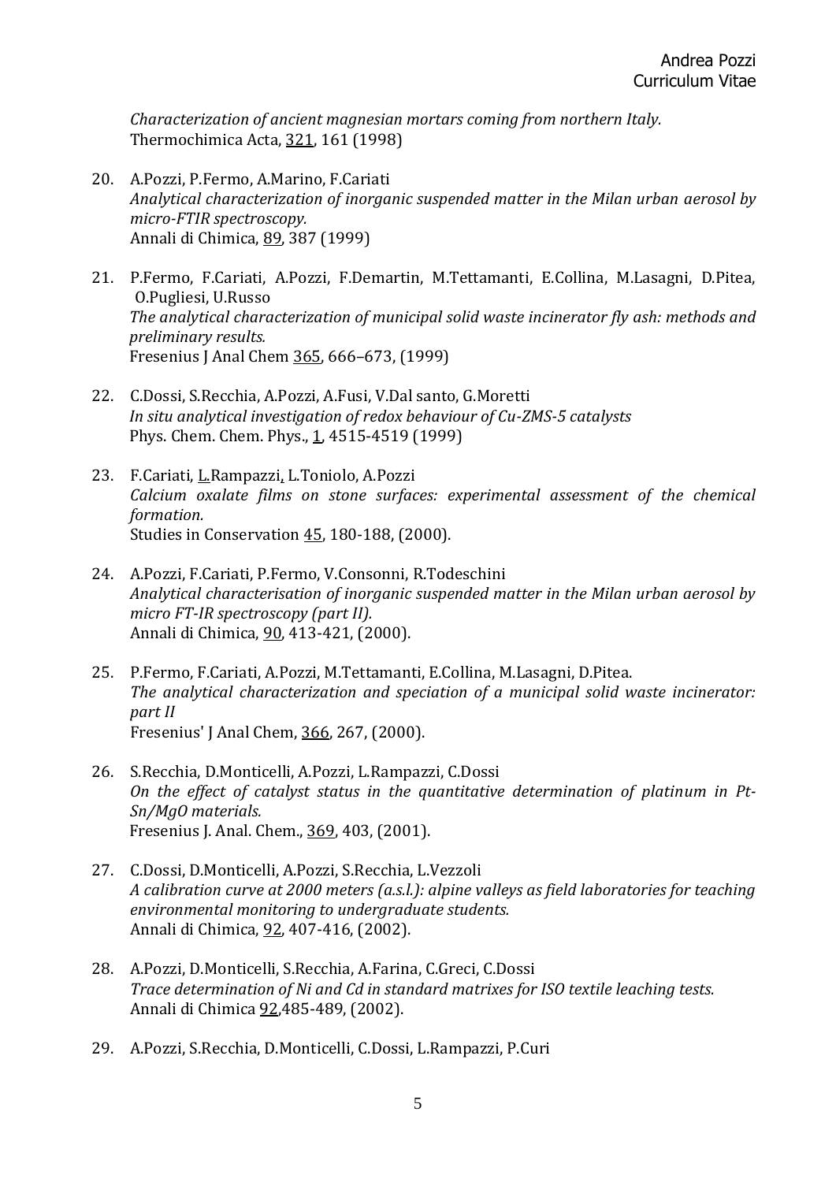*Characterization of ancient magnesian mortars coming from northern Italy.*
Thermochimica Acta, 321, 161 (1998)

20. A.Pozzi, P.Fermo, A.Marino, F.Cariati
*Analytical characterization of inorganic suspended matter in the Milan urban aerosol by micro-FTIR spectroscopy.*
Annali di Chimica, 89, 387 (1999)

21. P.Fermo, F.Cariati, A.Pozzi, F.Demartin, M.Tettamanti, E.Collina, M.Lasagni, D.Pitea, O.Pugliesi, U.Russo
*The analytical characterization of municipal solid waste incinerator fly ash: methods and preliminary results.*
Fresenius J Anal Chem 365, 666–673, (1999)

22. C.Dossi, S.Recchia, A.Pozzi, A.Fusi, V.Dal santo, G.Moretti
*In situ analytical investigation of redox behaviour of Cu-ZMS-5 catalysts*
Phys. Chem. Chem. Phys., 1, 4515-4519 (1999)

23. F.Cariati, L.Rampazzi, L.Toniolo, A.Pozzi
*Calcium oxalate films on stone surfaces: experimental assessment of the chemical formation.*
Studies in Conservation 45, 180-188, (2000).

24. A.Pozzi, F.Cariati, P.Fermo, V.Consonni, R.Todeschini
*Analytical characterisation of inorganic suspended matter in the Milan urban aerosol by micro FT-IR spectroscopy (part II).*
Annali di Chimica, 90, 413-421, (2000).

25. P.Fermo, F.Cariati, A.Pozzi, M.Tettamanti, E.Collina, M.Lasagni, D.Pitea.
*The analytical characterization and speciation of a municipal solid waste incinerator: part II*
Fresenius' J Anal Chem, 366, 267, (2000).

26. S.Recchia, D.Monticelli, A.Pozzi, L.Rampazzi, C.Dossi
*On the effect of catalyst status in the quantitative determination of platinum in Pt-Sn/MgO materials.*
Fresenius J. Anal. Chem., 369, 403, (2001).

27. C.Dossi, D.Monticelli, A.Pozzi, S.Recchia, L.Vezzoli
*A calibration curve at 2000 meters (a.s.l.): alpine valleys as field laboratories for teaching environmental monitoring to undergraduate students.*
Annali di Chimica, 92, 407-416, (2002).

28. A.Pozzi, D.Monticelli, S.Recchia, A.Farina, C.Greci, C.Dossi
*Trace determination of Ni and Cd in standard matrixes for ISO textile leaching tests.*
Annali di Chimica 92,485-489, (2002).

29. A.Pozzi, S.Recchia, D.Monticelli, C.Dossi, L.Rampazzi, P.Curi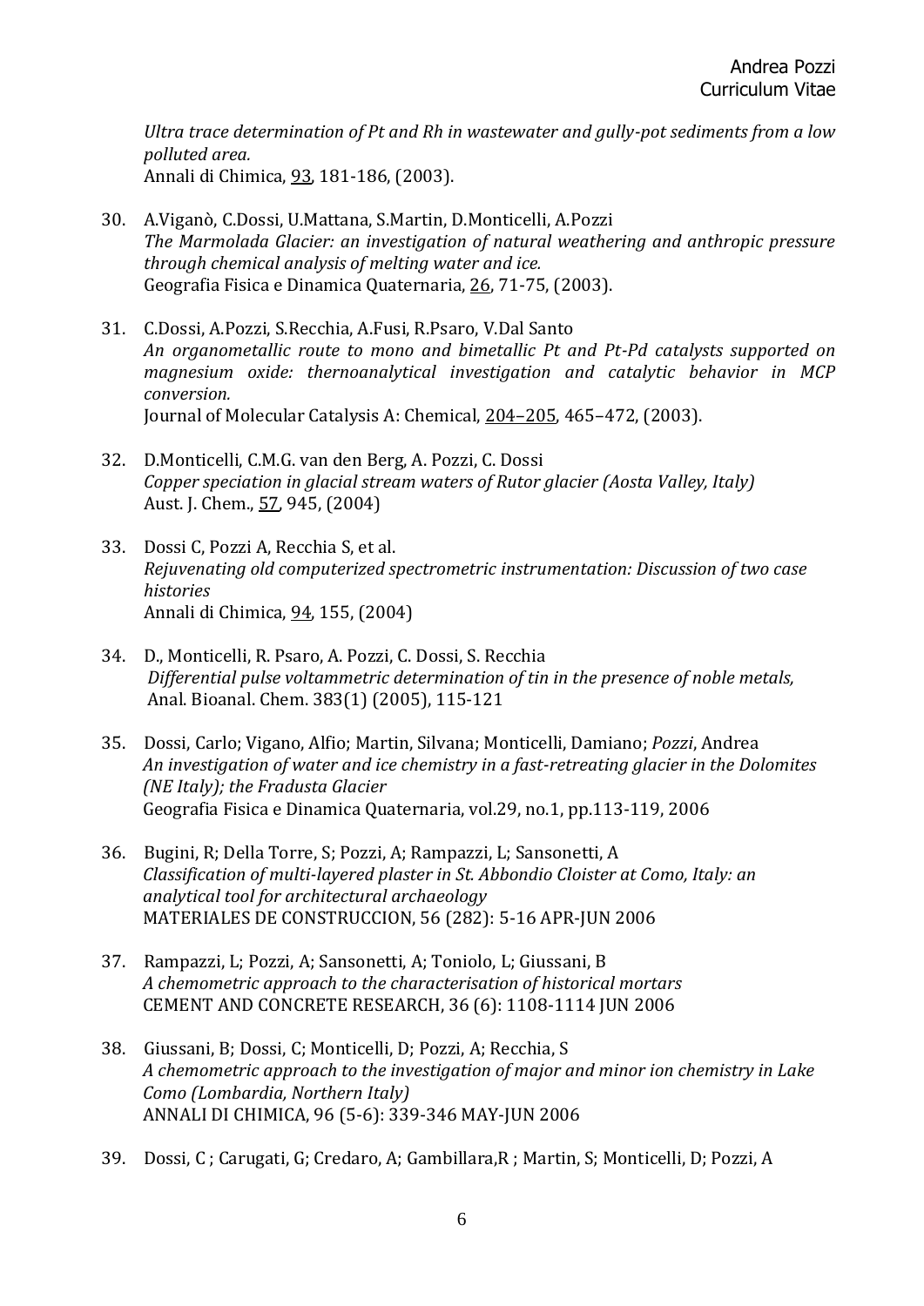*Ultra trace determination of Pt and Rh in wastewater and gully-pot sediments from a low polluted area.*
Annali di Chimica, <u>93</u>, 181-186, (2003).

30. A.Viganò, C.Dossi, U.Mattana, S.Martin, D.Monticelli, A.Pozzi
*The Marmolada Glacier: an investigation of natural weathering and anthropic pressure through chemical analysis of melting water and ice.*
Geografia Fisica e Dinamica Quaternaria, <u>26</u>, 71-75, (2003).

31. C.Dossi, A.Pozzi, S.Recchia, A.Fusi, R.Psaro, V.Dal Santo
*An organometallic route to mono and bimetallic Pt and Pt-Pd catalysts supported on magnesium oxide: thernoanalytical investigation and catalytic behavior in MCP conversion.*
Journal of Molecular Catalysis A: Chemical, <u>204–205</u>, 465–472, (2003).

32. D.Monticelli, C.M.G. van den Berg, A. Pozzi, C. Dossi
*Copper speciation in glacial stream waters of Rutor glacier (Aosta Valley, Italy)*
Aust. J. Chem., <u>57</u>, 945, (2004)

33. Dossi C, Pozzi A, Recchia S, et al.
*Rejuvenating old computerized spectrometric instrumentation: Discussion of two case histories*
Annali di Chimica, <u>94</u>, 155, (2004)

34. D., Monticelli, R. Psaro, A. Pozzi, C. Dossi, S. Recchia
*Differential pulse voltammetric determination of tin in the presence of noble metals,*
Anal. Bioanal. Chem. 383(1) (2005), 115-121

35. Dossi, Carlo; Vigano, Alfio; Martin, Silvana; Monticelli, Damiano; *Pozzi*, Andrea
*An investigation of water and ice chemistry in a fast-retreating glacier in the Dolomites (NE Italy); the Fradusta Glacier*
Geografia Fisica e Dinamica Quaternaria, vol.29, no.1, pp.113-119, 2006

36. Bugini, R; Della Torre, S; Pozzi, A; Rampazzi, L; Sansonetti, A
*Classification of multi-layered plaster in St. Abbondio Cloister at Como, Italy: an analytical tool for architectural archaeology*
MATERIALES DE CONSTRUCCION, 56 (282): 5-16 APR-JUN 2006

37. Rampazzi, L; Pozzi, A; Sansonetti, A; Toniolo, L; Giussani, B
*A chemometric approach to the characterisation of historical mortars*
CEMENT AND CONCRETE RESEARCH, 36 (6): 1108-1114 JUN 2006

38. Giussani, B; Dossi, C; Monticelli, D; Pozzi, A; Recchia, S
*A chemometric approach to the investigation of major and minor ion chemistry in Lake Como (Lombardia, Northern Italy)*
ANNALI DI CHIMICA, 96 (5-6): 339-346 MAY-JUN 2006

39. Dossi, C ; Carugati, G; Credaro, A; Gambillara,R ; Martin, S; Monticelli, D; Pozzi, A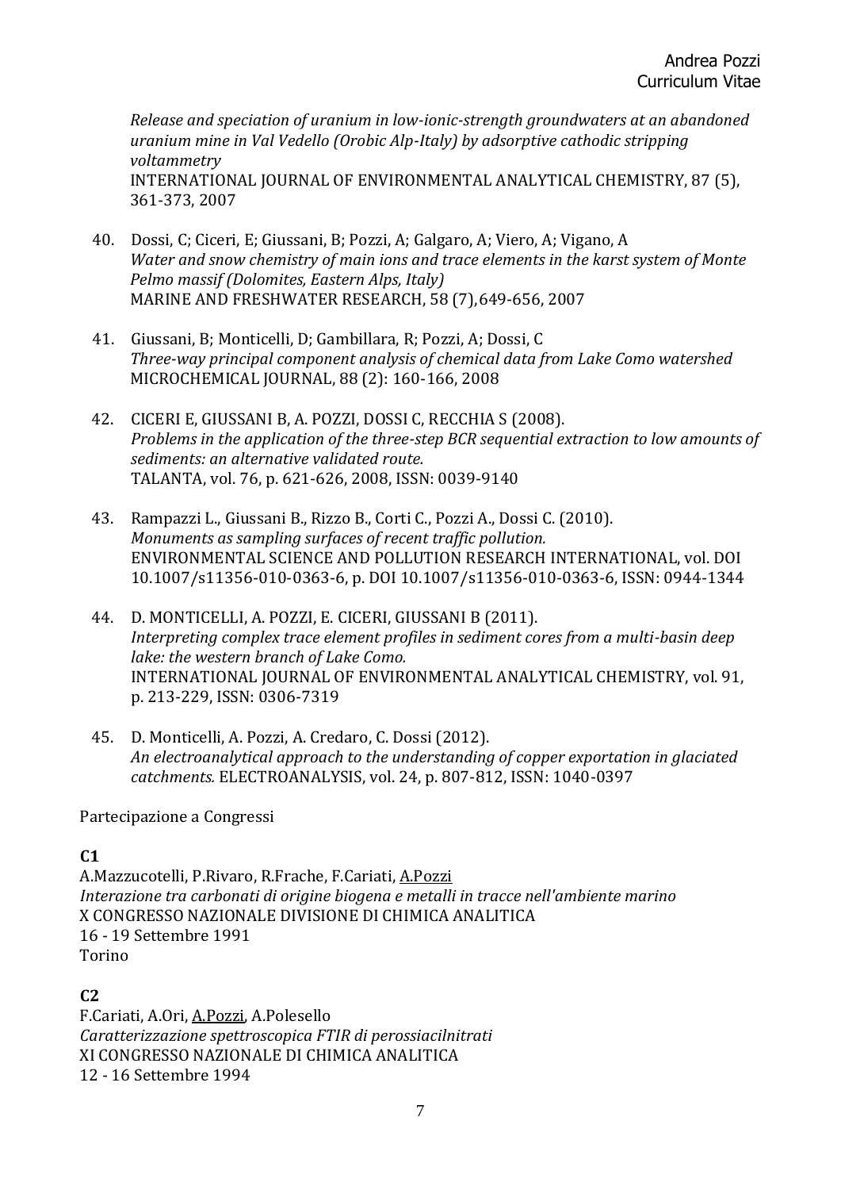*Release and speciation of uranium in low-ionic-strength groundwaters at an abandoned uranium mine in Val Vedello (Orobic Alp-Italy) by adsorptive cathodic stripping voltammetry*
INTERNATIONAL JOURNAL OF ENVIRONMENTAL ANALYTICAL CHEMISTRY, 87 (5), 361-373, 2007

40. Dossi, C; Ciceri, E; Giussani, B; Pozzi, A; Galgaro, A; Viero, A; Vigano, A
*Water and snow chemistry of main ions and trace elements in the karst system of Monte Pelmo massif (Dolomites, Eastern Alps, Italy)*
MARINE AND FRESHWATER RESEARCH, 58 (7),649-656, 2007

41. Giussani, B; Monticelli, D; Gambillara, R; Pozzi, A; Dossi, C
*Three-way principal component analysis of chemical data from Lake Como watershed*
MICROCHEMICAL JOURNAL, 88 (2): 160-166, 2008

42. CICERI E, GIUSSANI B, A. POZZI, DOSSI C, RECCHIA S (2008).
*Problems in the application of the three-step BCR sequential extraction to low amounts of sediments: an alternative validated route.*
TALANTA, vol. 76, p. 621-626, 2008, ISSN: 0039-9140

43. Rampazzi L., Giussani B., Rizzo B., Corti C., Pozzi A., Dossi C. (2010).
*Monuments as sampling surfaces of recent traffic pollution.*
ENVIRONMENTAL SCIENCE AND POLLUTION RESEARCH INTERNATIONAL, vol. DOI 10.1007/s11356-010-0363-6, p. DOI 10.1007/s11356-010-0363-6, ISSN: 0944-1344

44. D. MONTICELLI, A. POZZI, E. CICERI, GIUSSANI B (2011).
*Interpreting complex trace element profiles in sediment cores from a multi-basin deep lake: the western branch of Lake Como.*
INTERNATIONAL JOURNAL OF ENVIRONMENTAL ANALYTICAL CHEMISTRY, vol. 91, p. 213-229, ISSN: 0306-7319

45. D. Monticelli, A. Pozzi, A. Credaro, C. Dossi (2012).
*An electroanalytical approach to the understanding of copper exportation in glaciated catchments.* ELECTROANALYSIS, vol. 24, p. 807-812, ISSN: 1040-0397

Partecipazione a Congressi

**C1**
A.Mazzucotelli, P.Rivaro, R.Frache, F.Cariati, A.Pozzi
*Interazione tra carbonati di origine biogena e metalli in tracce nell'ambiente marino*
X CONGRESSO NAZIONALE DIVISIONE DI CHIMICA ANALITICA
16 - 19 Settembre 1991
Torino

**C2**
F.Cariati, A.Ori, A.Pozzi, A.Polesello
*Caratterizzazione spettroscopica FTIR di perossiacilnitrati*
XI CONGRESSO NAZIONALE DI CHIMICA ANALITICA
12 - 16 Settembre 1994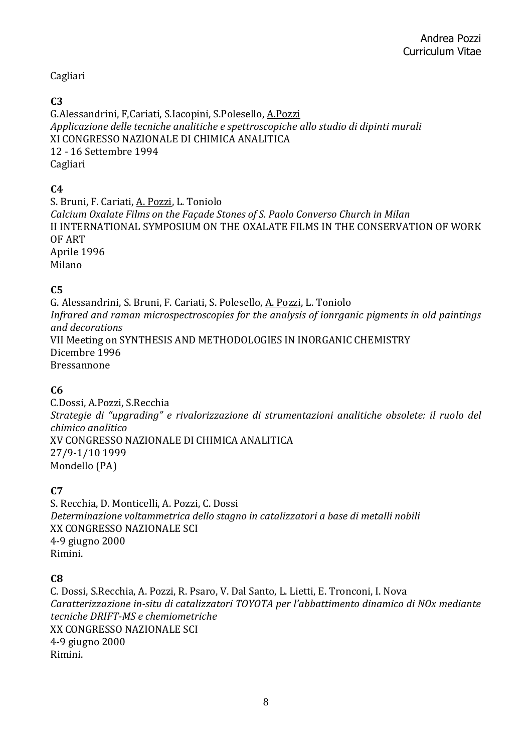Cagliari

**C3**
G.Alessandrini, F,Cariati, S.Iacopini, S.Polesello, <u>A.Pozzi</u>
*Applicazione delle tecniche analitiche e spettroscopiche allo studio di dipinti murali*
XI CONGRESSO NAZIONALE DI CHIMICA ANALITICA
12 - 16 Settembre 1994
Cagliari

**C4**
S. Bruni, F. Cariati, <u>A. Pozzi</u>, L. Toniolo
*Calcium Oxalate Films on the Façade Stones of S. Paolo Converso Church in Milan*
II INTERNATIONAL SYMPOSIUM ON THE OXALATE FILMS IN THE CONSERVATION OF WORK OF ART
Aprile 1996
Milano

**C5**
G. Alessandrini, S. Bruni, F. Cariati, S. Polesello, <u>A. Pozzi</u>, L. Toniolo
*Infrared and raman microspectroscopies for the analysis of ionrganic pigments in old paintings and decorations*
VII Meeting on SYNTHESIS AND METHODOLOGIES IN INORGANIC CHEMISTRY
Dicembre 1996
Bressannone

**C6**
C.Dossi, A.Pozzi, S.Recchia
*Strategie di "upgrading" e rivalorizzazione di strumentazioni analitiche obsolete: il ruolo del chimico analitico*
XV CONGRESSO NAZIONALE DI CHIMICA ANALITICA
27/9-1/10 1999
Mondello (PA)

**C7**
S. Recchia, D. Monticelli, A. Pozzi, C. Dossi
*Determinazione voltammetrica dello stagno in catalizzatori a base di metalli nobili*
XX CONGRESSO NAZIONALE SCI
4-9 giugno 2000
Rimini.

**C8**
C. Dossi, S.Recchia, A. Pozzi, R. Psaro, V. Dal Santo, L. Lietti, E. Tronconi, I. Nova
*Caratterizzazione in-situ di catalizzatori TOYOTA per l'abbattimento dinamico di NOx mediante tecniche DRIFT-MS e chemiometriche*
XX CONGRESSO NAZIONALE SCI
4-9 giugno 2000
Rimini.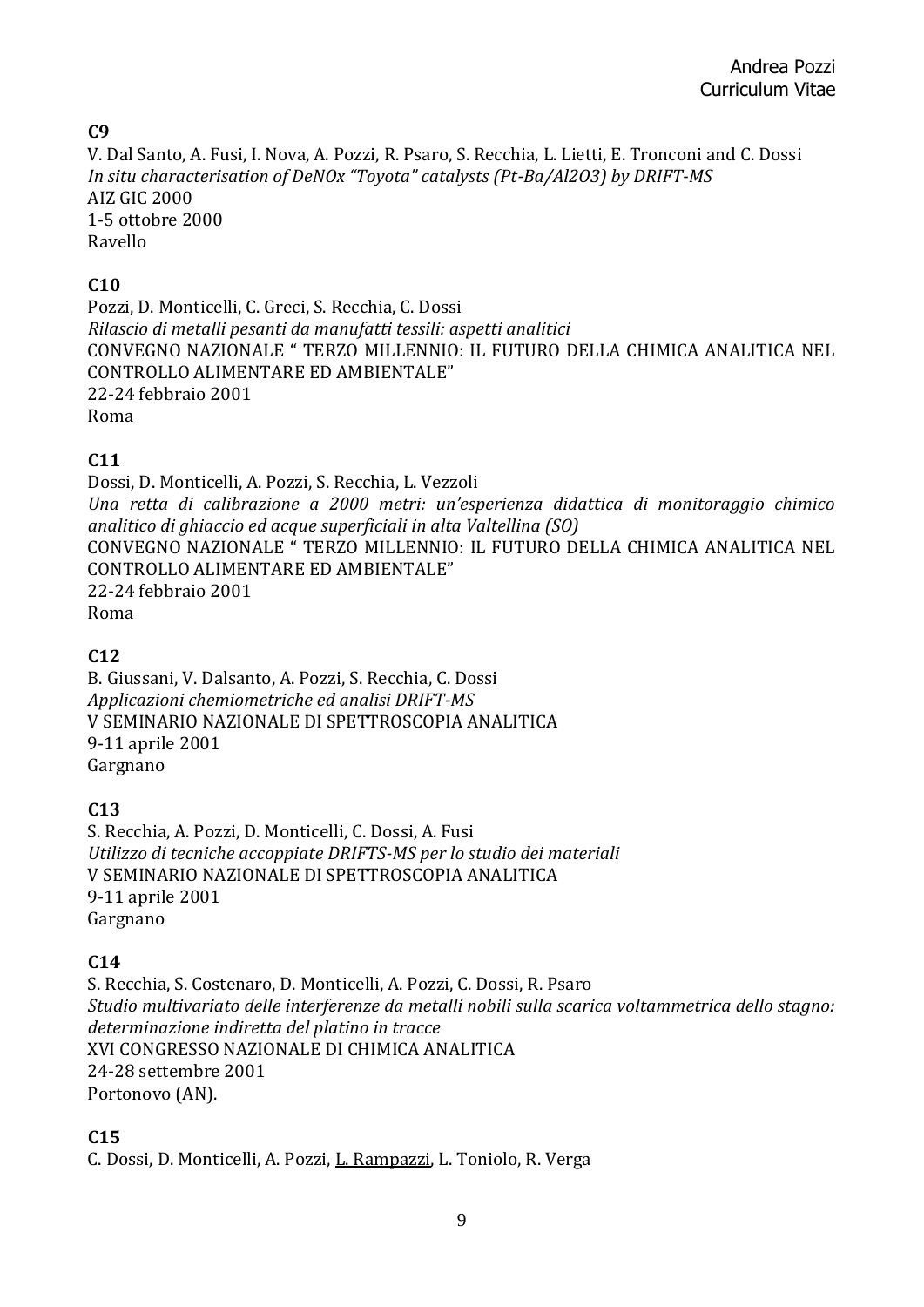**C9**

V. Dal Santo, A. Fusi, I. Nova, A. Pozzi, R. Psaro, S. Recchia, L. Lietti, E. Tronconi and C. Dossi
*In situ characterisation of DeNOx "Toyota" catalysts (Pt-Ba/Al2O3) by DRIFT-MS*
AIZ GIC 2000
1-5 ottobre 2000
Ravello

**C10**

Pozzi, D. Monticelli, C. Greci, S. Recchia, C. Dossi
*Rilascio di metalli pesanti da manufatti tessili: aspetti analitici*
CONVEGNO NAZIONALE " TERZO MILLENNIO: IL FUTURO DELLA CHIMICA ANALITICA NEL CONTROLLO ALIMENTARE ED AMBIENTALE"
22-24 febbraio 2001
Roma

**C11**

Dossi, D. Monticelli, A. Pozzi, S. Recchia, L. Vezzoli
*Una retta di calibrazione a 2000 metri: un'esperienza didattica di monitoraggio chimico analitico di ghiaccio ed acque superficiali in alta Valtellina (SO)*
CONVEGNO NAZIONALE " TERZO MILLENNIO: IL FUTURO DELLA CHIMICA ANALITICA NEL CONTROLLO ALIMENTARE ED AMBIENTALE"
22-24 febbraio 2001
Roma

**C12**

B. Giussani, V. Dalsanto, A. Pozzi, S. Recchia, C. Dossi
*Applicazioni chemiometriche ed analisi DRIFT-MS*
V SEMINARIO NAZIONALE DI SPETTROSCOPIA ANALITICA
9-11 aprile 2001
Gargnano

**C13**

S. Recchia, A. Pozzi, D. Monticelli, C. Dossi, A. Fusi
*Utilizzo di tecniche accoppiate DRIFTS-MS per lo studio dei materiali*
V SEMINARIO NAZIONALE DI SPETTROSCOPIA ANALITICA
9-11 aprile 2001
Gargnano

**C14**

S. Recchia, S. Costenaro, D. Monticelli, A. Pozzi, C. Dossi, R. Psaro
*Studio multivariato delle interferenze da metalli nobili sulla scarica voltammetrica dello stagno: determinazione indiretta del platino in tracce*
XVI CONGRESSO NAZIONALE DI CHIMICA ANALITICA
24-28 settembre 2001
Portonovo (AN).

**C15**

C. Dossi, D. Monticelli, A. Pozzi, <u>L. Rampazzi</u>, L. Toniolo, R. Verga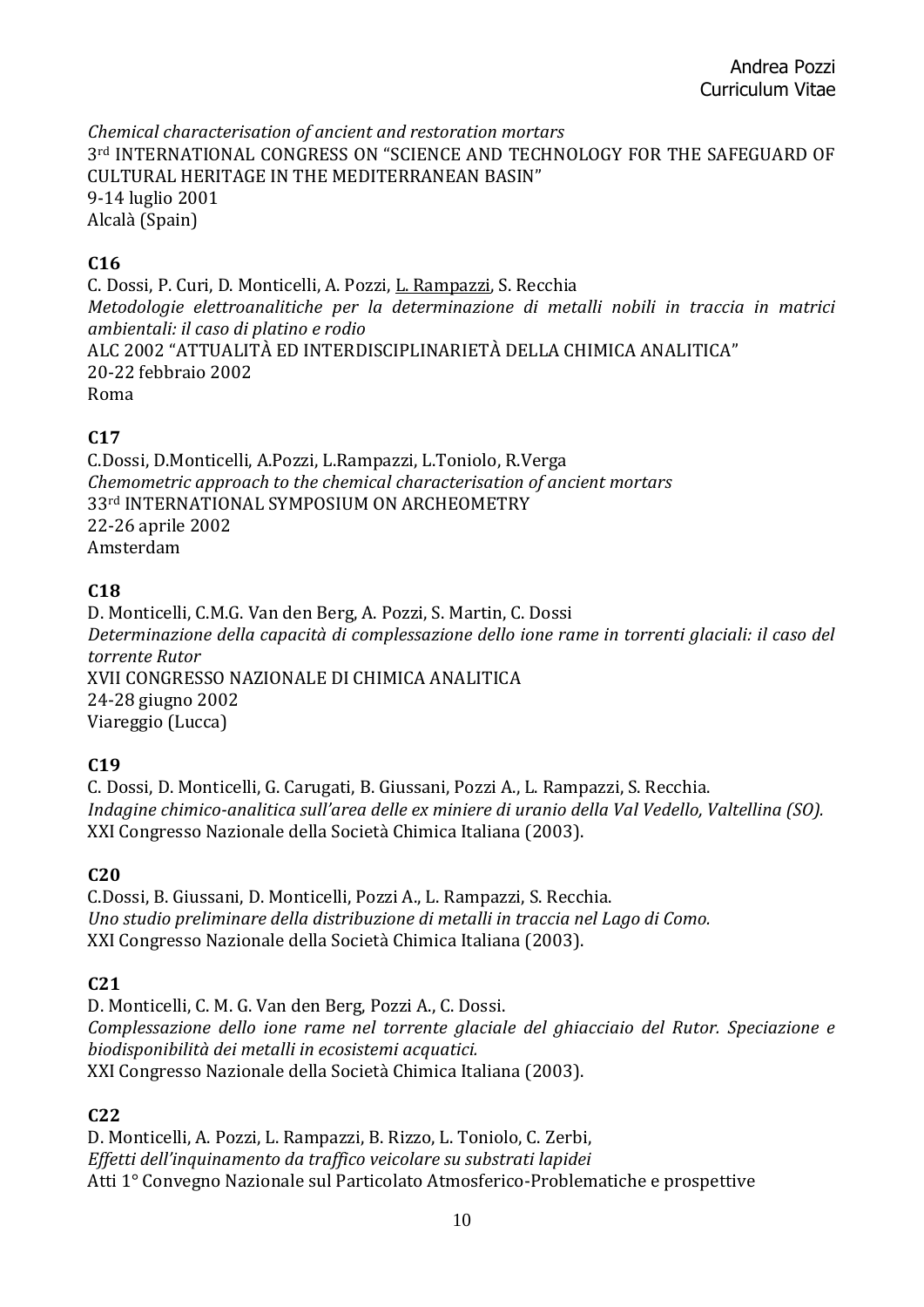*Chemical characterisation of ancient and restoration mortars*
3rd INTERNATIONAL CONGRESS ON "SCIENCE AND TECHNOLOGY FOR THE SAFEGUARD OF CULTURAL HERITAGE IN THE MEDITERRANEAN BASIN"
9-14 luglio 2001
Alcalà (Spain)

**C16**
C. Dossi, P. Curi, D. Monticelli, A. Pozzi, L. Rampazzi, S. Recchia
*Metodologie elettroanalitiche per la determinazione di metalli nobili in traccia in matrici ambientali: il caso di platino e rodio*
ALC 2002 "ATTUALITÀ ED INTERDISCIPLINARIETÀ DELLA CHIMICA ANALITICA"
20-22 febbraio 2002
Roma

**C17**
C.Dossi, D.Monticelli, A.Pozzi, L.Rampazzi, L.Toniolo, R.Verga
*Chemometric approach to the chemical characterisation of ancient mortars*
33rd INTERNATIONAL SYMPOSIUM ON ARCHEOMETRY
22-26 aprile 2002
Amsterdam

**C18**
D. Monticelli, C.M.G. Van den Berg, A. Pozzi, S. Martin, C. Dossi
*Determinazione della capacità di complessazione dello ione rame in torrenti glaciali: il caso del torrente Rutor*
XVII CONGRESSO NAZIONALE DI CHIMICA ANALITICA
24-28 giugno 2002
Viareggio (Lucca)

**C19**
C. Dossi, D. Monticelli, G. Carugati, B. Giussani, Pozzi A., L. Rampazzi, S. Recchia.
*Indagine chimico-analitica sull'area delle ex miniere di uranio della Val Vedello, Valtellina (SO).*
XXI Congresso Nazionale della Società Chimica Italiana (2003).

**C20**
C.Dossi, B. Giussani, D. Monticelli, Pozzi A., L. Rampazzi, S. Recchia.
*Uno studio preliminare della distribuzione di metalli in traccia nel Lago di Como.*
XXI Congresso Nazionale della Società Chimica Italiana (2003).

**C21**
D. Monticelli, C. M. G. Van den Berg, Pozzi A., C. Dossi.
*Complessazione dello ione rame nel torrente glaciale del ghiacciaio del Rutor. Speciazione e biodisponibilità dei metalli in ecosistemi acquatici.*
XXI Congresso Nazionale della Società Chimica Italiana (2003).

**C22**
D. Monticelli, A. Pozzi, L. Rampazzi, B. Rizzo, L. Toniolo, C. Zerbi,
*Effetti dell'inquinamento da traffico veicolare su substrati lapidei*
Atti 1° Convegno Nazionale sul Particolato Atmosferico-Problematiche e prospettive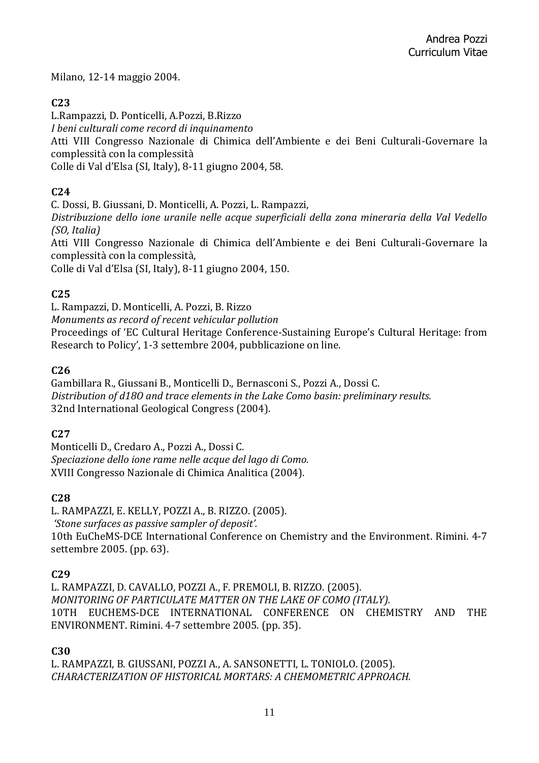Milano, 12-14 maggio 2004.

**C23**

L.Rampazzi, D. Ponticelli, A.Pozzi, B.Rizzo
*I beni culturali come record di inquinamento*
Atti VIII Congresso Nazionale di Chimica dell'Ambiente e dei Beni Culturali-Governare la complessità con la complessità
Colle di Val d'Elsa (SI, Italy), 8-11 giugno 2004, 58.

**C24**

C. Dossi, B. Giussani, D. Monticelli, A. Pozzi, L. Rampazzi,
*Distribuzione dello ione uranile nelle acque superficiali della zona mineraria della Val Vedello (SO, Italia)*
Atti VIII Congresso Nazionale di Chimica dell'Ambiente e dei Beni Culturali-Governare la complessità con la complessità,
Colle di Val d'Elsa (SI, Italy), 8-11 giugno 2004, 150.

**C25**

L. Rampazzi, D. Monticelli, A. Pozzi, B. Rizzo
*Monuments as record of recent vehicular pollution*
Proceedings of 'EC Cultural Heritage Conference-Sustaining Europe's Cultural Heritage: from Research to Policy', 1-3 settembre 2004, pubblicazione on line.

**C26**

Gambillara R., Giussani B., Monticelli D., Bernasconi S., Pozzi A., Dossi C.
*Distribution of d18O and trace elements in the Lake Como basin: preliminary results.*
32nd International Geological Congress (2004).

**C27**

Monticelli D., Credaro A., Pozzi A., Dossi C.
*Speciazione dello ione rame nelle acque del lago di Como.*
XVIII Congresso Nazionale di Chimica Analitica (2004).

**C28**

L. RAMPAZZI, E. KELLY, POZZI A., B. RIZZO. (2005).
*'Stone surfaces as passive sampler of deposit'.*
10th EuCheMS-DCE International Conference on Chemistry and the Environment. Rimini. 4-7 settembre 2005. (pp. 63).

**C29**

L. RAMPAZZI, D. CAVALLO, POZZI A., F. PREMOLI, B. RIZZO. (2005).
*MONITORING OF PARTICULATE MATTER ON THE LAKE OF COMO (ITALY).*
10TH EUCHEMS-DCE INTERNATIONAL CONFERENCE ON CHEMISTRY AND THE ENVIRONMENT. Rimini. 4-7 settembre 2005. (pp. 35).

**C30**

L. RAMPAZZI, B. GIUSSANI, POZZI A., A. SANSONETTI, L. TONIOLO. (2005).
*CHARACTERIZATION OF HISTORICAL MORTARS: A CHEMOMETRIC APPROACH.*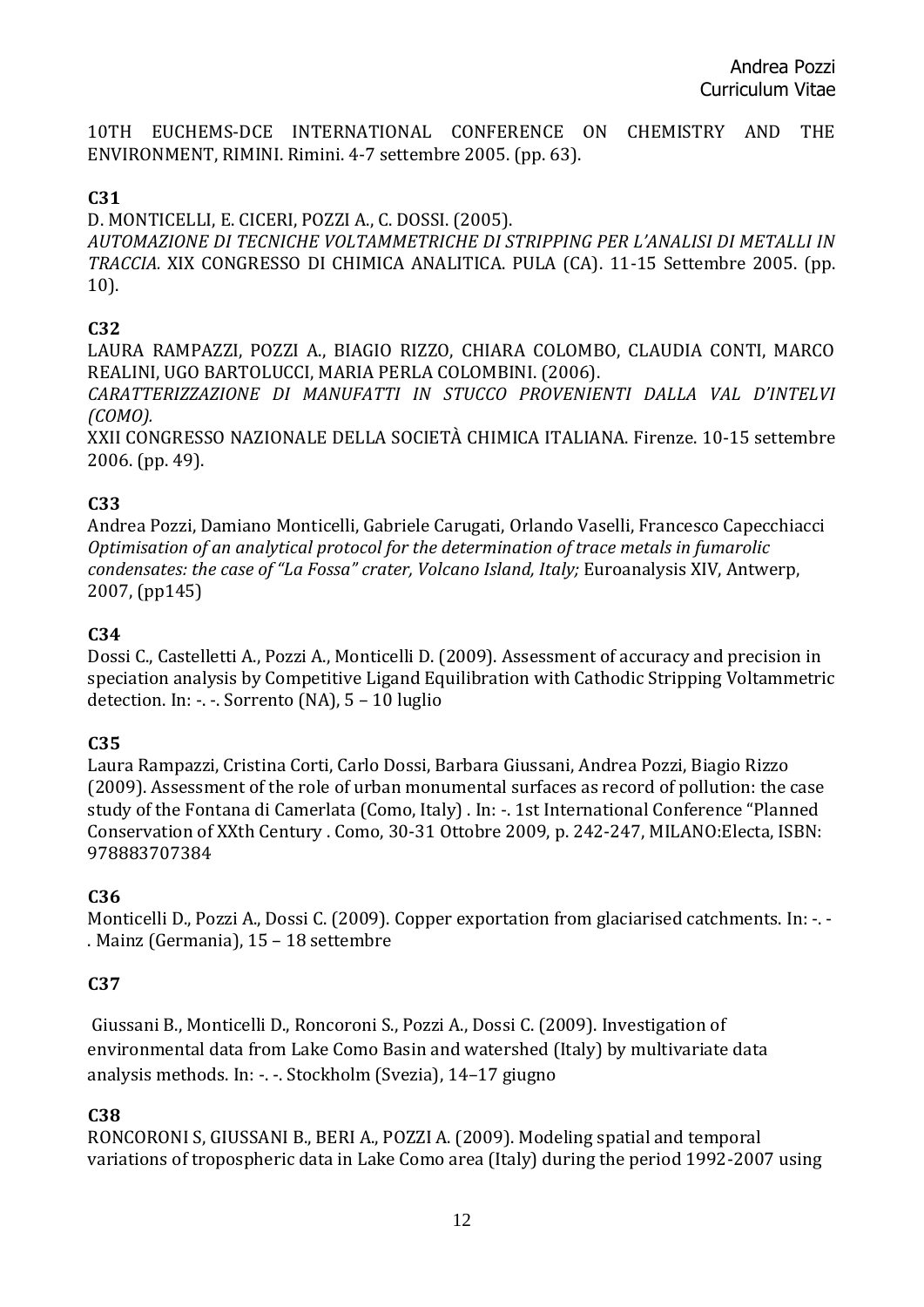10TH EUCHEMS-DCE INTERNATIONAL CONFERENCE ON CHEMISTRY AND THE ENVIRONMENT, RIMINI. Rimini. 4-7 settembre 2005. (pp. 63).

**C31**

D. MONTICELLI, E. CICERI, POZZI A., C. DOSSI. (2005).
*AUTOMAZIONE DI TECNICHE VOLTAMMETRICHE DI STRIPPING PER L'ANALISI DI METALLI IN TRACCIA.* XIX CONGRESSO DI CHIMICA ANALITICA. PULA (CA). 11-15 Settembre 2005. (pp. 10).

**C32**

LAURA RAMPAZZI, POZZI A., BIAGIO RIZZO, CHIARA COLOMBO, CLAUDIA CONTI, MARCO REALINI, UGO BARTOLUCCI, MARIA PERLA COLOMBINI. (2006).
*CARATTERIZZAZIONE DI MANUFATTI IN STUCCO PROVENIENTI DALLA VAL D'INTELVI (COMO).*
XXII CONGRESSO NAZIONALE DELLA SOCIETÀ CHIMICA ITALIANA. Firenze. 10-15 settembre 2006. (pp. 49).

**C33**

Andrea Pozzi, Damiano Monticelli, Gabriele Carugati, Orlando Vaselli, Francesco Capecchiacci
*Optimisation of an analytical protocol for the determination of trace metals in fumarolic condensates: the case of "La Fossa" crater, Volcano Island, Italy;* Euroanalysis XIV, Antwerp, 2007, (pp145)

**C34**

Dossi C., Castelletti A., Pozzi A., Monticelli D. (2009). Assessment of accuracy and precision in speciation analysis by Competitive Ligand Equilibration with Cathodic Stripping Voltammetric detection. In: -. -. Sorrento (NA), 5 – 10 luglio

**C35**

Laura Rampazzi, Cristina Corti, Carlo Dossi, Barbara Giussani, Andrea Pozzi, Biagio Rizzo (2009). Assessment of the role of urban monumental surfaces as record of pollution: the case study of the Fontana di Camerlata (Como, Italy) . In: -. 1st International Conference "Planned Conservation of XXth Century . Como, 30-31 Ottobre 2009, p. 242-247, MILANO:Electa, ISBN: 978883707384

**C36**

Monticelli D., Pozzi A., Dossi C. (2009). Copper exportation from glaciarised catchments. In: -. -. Mainz (Germania), 15 – 18 settembre

**C37**

Giussani B., Monticelli D., Roncoroni S., Pozzi A., Dossi C. (2009). Investigation of environmental data from Lake Como Basin and watershed (Italy) by multivariate data analysis methods. In: -. -. Stockholm (Svezia), 14–17 giugno

**C38**

RONCORONI S, GIUSSANI B., BERI A., POZZI A. (2009). Modeling spatial and temporal variations of tropospheric data in Lake Como area (Italy) during the period 1992-2007 using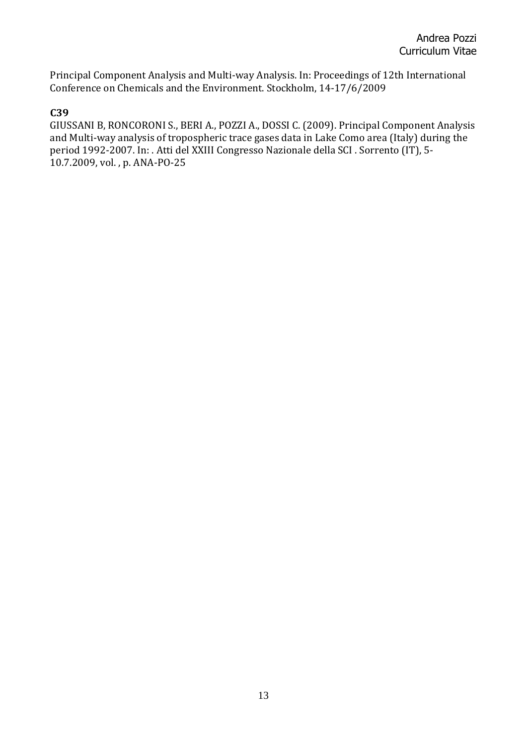Principal Component Analysis and Multi-way Analysis. In: Proceedings of 12th International Conference on Chemicals and the Environment. Stockholm, 14-17/6/2009

**C39**

GIUSSANI B, RONCORONI S., BERI A., POZZI A., DOSSI C. (2009). Principal Component Analysis and Multi-way analysis of tropospheric trace gases data in Lake Como area (Italy) during the period 1992-2007. In: . Atti del XXIII Congresso Nazionale della SCI . Sorrento (IT), 5-10.7.2009, vol. , p. ANA-PO-25